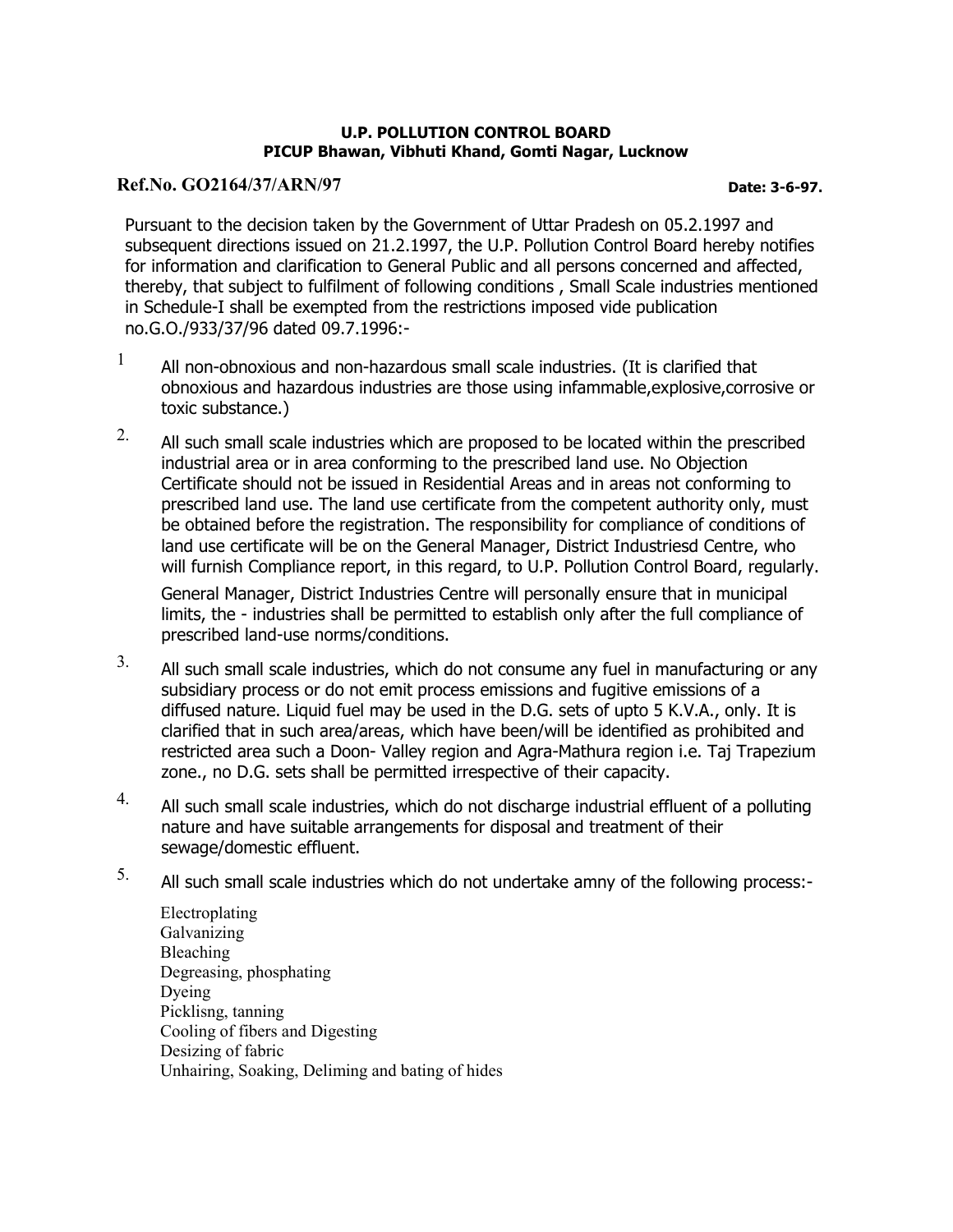**U.P. POLLUTION CONTROL BOARD**
**PICUP Bhawan, Vibhuti Khand, Gomti Nagar, Lucknow**

**Ref.No. GO2164/37/ARN/97** **Date: 3-6-97.**

Pursuant to the decision taken by the Government of Uttar Pradesh on 05.2.1997 and subsequent directions issued on 21.2.1997, the U.P. Pollution Control Board hereby notifies for information and clarification to General Public and all persons concerned and affected, thereby, that subject to fulfilment of following conditions , Small Scale industries mentioned in Schedule-I shall be exempted from the restrictions imposed vide publication no.G.O./933/37/96 dated 09.7.1996:-

1 All non-obnoxious and non-hazardous small scale industries. (It is clarified that obnoxious and hazardous industries are those using infammable,explosive,corrosive or toxic substance.)

2. All such small scale industries which are proposed to be located within the prescribed industrial area or in area conforming to the prescribed land use. No Objection Certificate should not be issued in Residential Areas and in areas not conforming to prescribed land use. The land use certificate from the competent authority only, must be obtained before the registration. The responsibility for compliance of conditions of land use certificate will be on the General Manager, District Industriesd Centre, who will furnish Compliance report, in this regard, to U.P. Pollution Control Board, regularly.

   General Manager, District Industries Centre will personally ensure that in municipal limits, the - industries shall be permitted to establish only after the full compliance of prescribed land-use norms/conditions.

3. All such small scale industries, which do not consume any fuel in manufacturing or any subsidiary process or do not emit process emissions and fugitive emissions of a diffused nature. Liquid fuel may be used in the D.G. sets of upto 5 K.V.A., only. It is clarified that in such area/areas, which have been/will be identified as prohibited and restricted area such a Doon- Valley region and Agra-Mathura region i.e. Taj Trapezium zone., no D.G. sets shall be permitted irrespective of their capacity.

4. All such small scale industries, which do not discharge industrial effluent of a polluting nature and have suitable arrangements for disposal and treatment of their sewage/domestic effluent.

5. All such small scale industries which do not undertake amny of the following process:-

   Electroplating
   Galvanizing
   Bleaching
   Degreasing, phosphating
   Dyeing
   Picklisng, tanning
   Cooling of fibers and Digesting
   Desizing of fabric
   Unhairing, Soaking, Deliming and bating of hides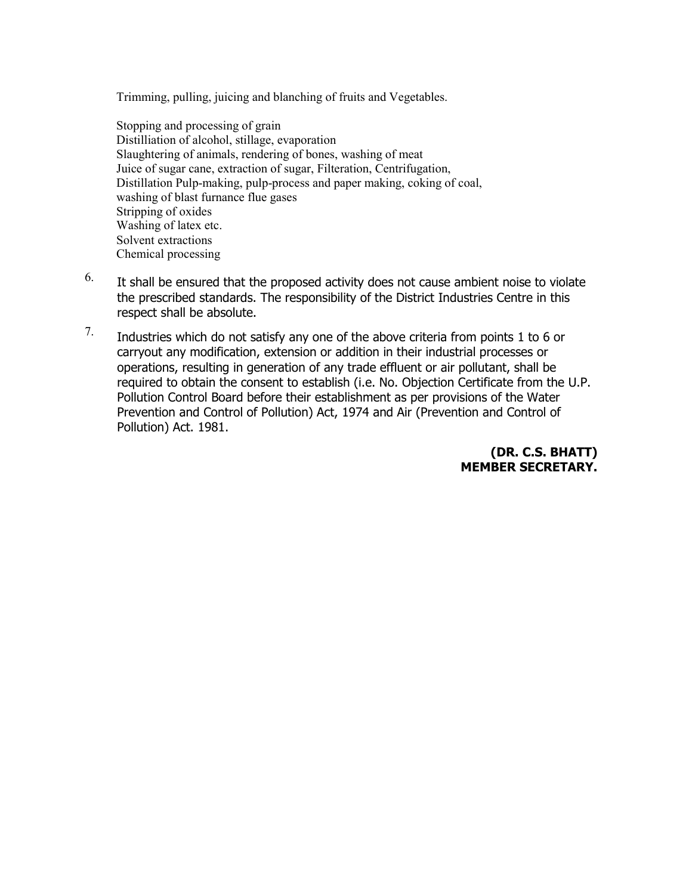Trimming, pulling, juicing and blanching of fruits and Vegetables.

Stopping and processing of grain
Distilliation of alcohol, stillage, evaporation
Slaughtering of animals, rendering of bones, washing of meat
Juice of sugar cane, extraction of sugar, Filteration, Centrifugation,
Distillation Pulp-making, pulp-process and paper making, coking of coal,
washing of blast furnance flue gases
Stripping of oxides
Washing of latex etc.
Solvent extractions
Chemical processing

6. It shall be ensured that the proposed activity does not cause ambient noise to violate the prescribed standards. The responsibility of the District Industries Centre in this respect shall be absolute.

7. Industries which do not satisfy any one of the above criteria from points 1 to 6 or carryout any modification, extension or addition in their industrial processes or operations, resulting in generation of any trade effluent or air pollutant, shall be required to obtain the consent to establish (i.e. No. Objection Certificate from the U.P. Pollution Control Board before their establishment as per provisions of the Water Prevention and Control of Pollution) Act, 1974 and Air (Prevention and Control of Pollution) Act. 1981.

**(DR. C.S. BHATT)**
**MEMBER SECRETARY.**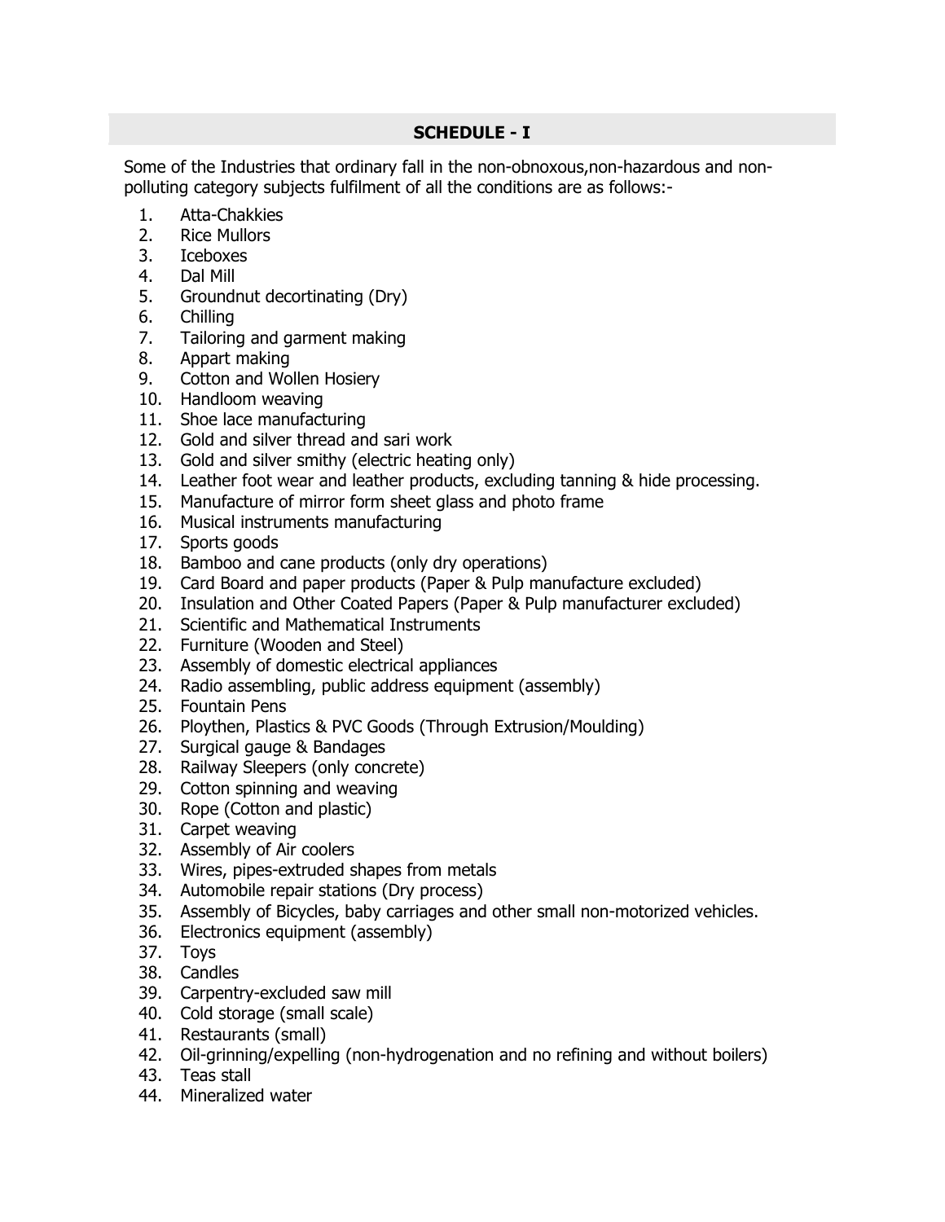## SCHEDULE - I

Some of the Industries that ordinary fall in the non-obnoxous,non-hazardous and non-polluting category subjects fulfilment of all the conditions are as follows:-

1. Atta-Chakkies
2. Rice Mullors
3. Iceboxes
4. Dal Mill
5. Groundnut decortinating (Dry)
6. Chilling
7. Tailoring and garment making
8. Appart making
9. Cotton and Wollen Hosiery
10. Handloom weaving
11. Shoe lace manufacturing
12. Gold and silver thread and sari work
13. Gold and silver smithy (electric heating only)
14. Leather foot wear and leather products, excluding tanning & hide processing.
15. Manufacture of mirror form sheet glass and photo frame
16. Musical instruments manufacturing
17. Sports goods
18. Bamboo and cane products (only dry operations)
19. Card Board and paper products (Paper & Pulp manufacture excluded)
20. Insulation and Other Coated Papers (Paper & Pulp manufacturer excluded)
21. Scientific and Mathematical Instruments
22. Furniture (Wooden and Steel)
23. Assembly of domestic electrical appliances
24. Radio assembling, public address equipment (assembly)
25. Fountain Pens
26. Ploythen, Plastics & PVC Goods (Through Extrusion/Moulding)
27. Surgical gauge & Bandages
28. Railway Sleepers (only concrete)
29. Cotton spinning and weaving
30. Rope (Cotton and plastic)
31. Carpet weaving
32. Assembly of Air coolers
33. Wires, pipes-extruded shapes from metals
34. Automobile repair stations (Dry process)
35. Assembly of Bicycles, baby carriages and other small non-motorized vehicles.
36. Electronics equipment (assembly)
37. Toys
38. Candles
39. Carpentry-excluded saw mill
40. Cold storage (small scale)
41. Restaurants (small)
42. Oil-grinning/expelling (non-hydrogenation and no refining and without boilers)
43. Teas stall
44. Mineralized water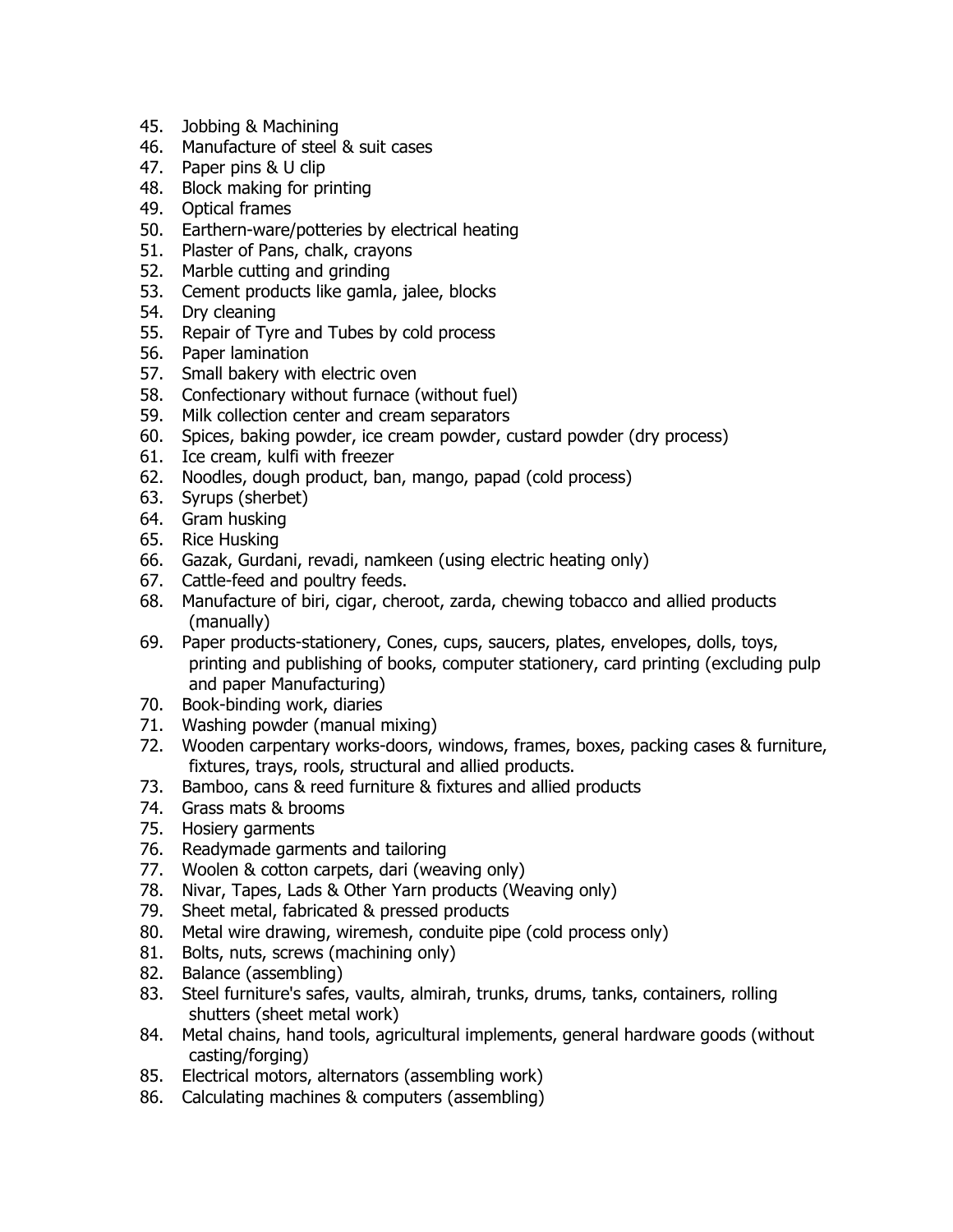45. Jobbing & Machining
46. Manufacture of steel & suit cases
47. Paper pins & U clip
48. Block making for printing
49. Optical frames
50. Earthern-ware/potteries by electrical heating
51. Plaster of Pans, chalk, crayons
52. Marble cutting and grinding
53. Cement products like gamla, jalee, blocks
54. Dry cleaning
55. Repair of Tyre and Tubes by cold process
56. Paper lamination
57. Small bakery with electric oven
58. Confectionary without furnace (without fuel)
59. Milk collection center and cream separators
60. Spices, baking powder, ice cream powder, custard powder (dry process)
61. Ice cream, kulfi with freezer
62. Noodles, dough product, ban, mango, papad (cold process)
63. Syrups (sherbet)
64. Gram husking
65. Rice Husking
66. Gazak, Gurdani, revadi, namkeen (using electric heating only)
67. Cattle-feed and poultry feeds.
68. Manufacture of biri, cigar, cheroot, zarda, chewing tobacco and allied products (manually)
69. Paper products-stationery, Cones, cups, saucers, plates, envelopes, dolls, toys, printing and publishing of books, computer stationery, card printing (excluding pulp and paper Manufacturing)
70. Book-binding work, diaries
71. Washing powder (manual mixing)
72. Wooden carpentary works-doors, windows, frames, boxes, packing cases & furniture, fixtures, trays, rools, structural and allied products.
73. Bamboo, cans & reed furniture & fixtures and allied products
74. Grass mats & brooms
75. Hosiery garments
76. Readymade garments and tailoring
77. Woolen & cotton carpets, dari (weaving only)
78. Nivar, Tapes, Lads & Other Yarn products (Weaving only)
79. Sheet metal, fabricated & pressed products
80. Metal wire drawing, wiremesh, conduite pipe (cold process only)
81. Bolts, nuts, screws (machining only)
82. Balance (assembling)
83. Steel furniture's safes, vaults, almirah, trunks, drums, tanks, containers, rolling shutters (sheet metal work)
84. Metal chains, hand tools, agricultural implements, general hardware goods (without casting/forging)
85. Electrical motors, alternators (assembling work)
86. Calculating machines & computers (assembling)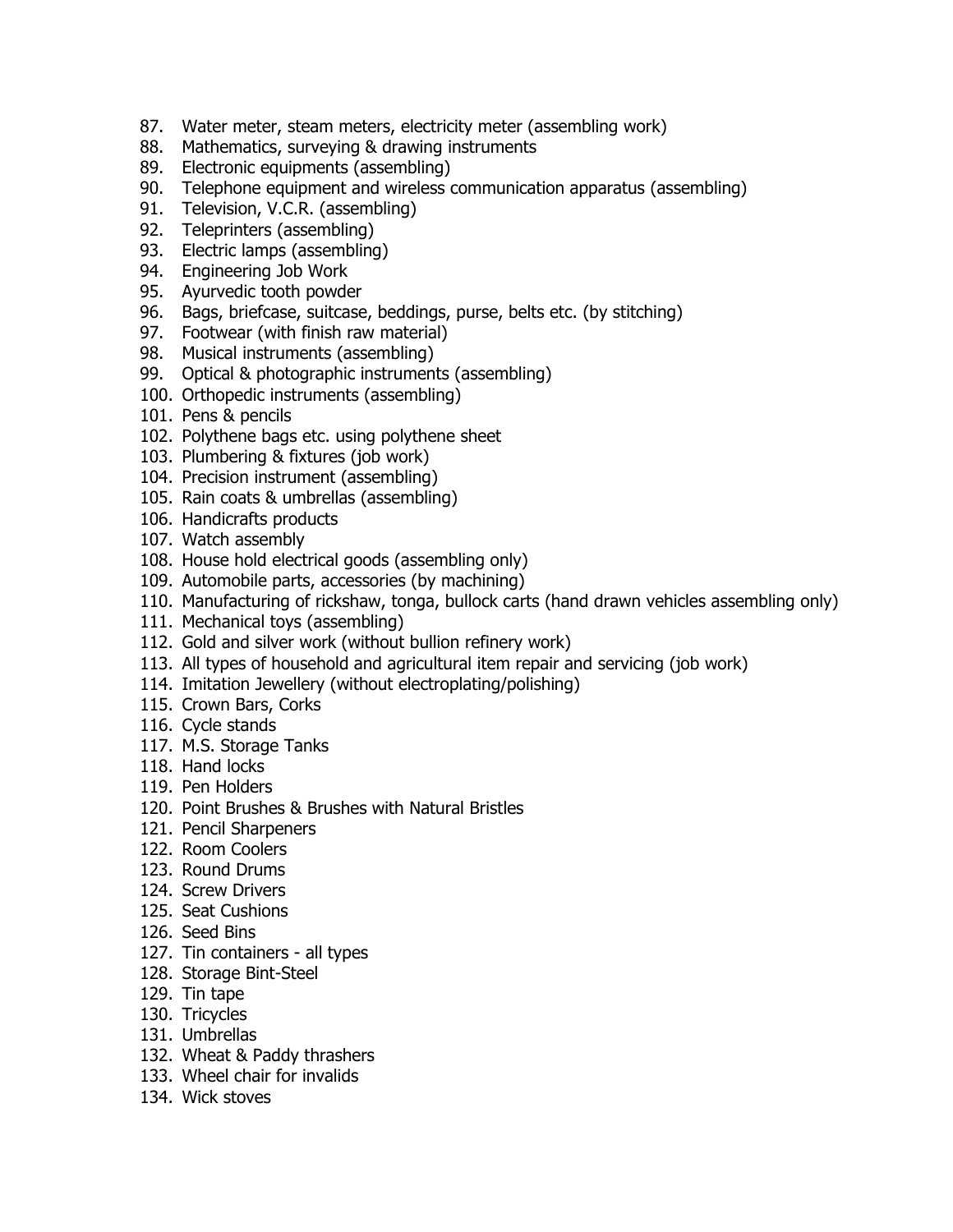87. Water meter, steam meters, electricity meter (assembling work)
88. Mathematics, surveying & drawing instruments
89. Electronic equipments (assembling)
90. Telephone equipment and wireless communication apparatus (assembling)
91. Television, V.C.R. (assembling)
92. Teleprinters (assembling)
93. Electric lamps (assembling)
94. Engineering Job Work
95. Ayurvedic tooth powder
96. Bags, briefcase, suitcase, beddings, purse, belts etc. (by stitching)
97. Footwear (with finish raw material)
98. Musical instruments (assembling)
99. Optical & photographic instruments (assembling)
100. Orthopedic instruments (assembling)
101. Pens & pencils
102. Polythene bags etc. using polythene sheet
103. Plumbering & fixtures (job work)
104. Precision instrument (assembling)
105. Rain coats & umbrellas (assembling)
106. Handicrafts products
107. Watch assembly
108. House hold electrical goods (assembling only)
109. Automobile parts, accessories (by machining)
110. Manufacturing of rickshaw, tonga, bullock carts (hand drawn vehicles assembling only)
111. Mechanical toys (assembling)
112. Gold and silver work (without bullion refinery work)
113. All types of household and agricultural item repair and servicing (job work)
114. Imitation Jewellery (without electroplating/polishing)
115. Crown Bars, Corks
116. Cycle stands
117. M.S. Storage Tanks
118. Hand locks
119. Pen Holders
120. Point Brushes & Brushes with Natural Bristles
121. Pencil Sharpeners
122. Room Coolers
123. Round Drums
124. Screw Drivers
125. Seat Cushions
126. Seed Bins
127. Tin containers - all types
128. Storage Bint-Steel
129. Tin tape
130. Tricycles
131. Umbrellas
132. Wheat & Paddy thrashers
133. Wheel chair for invalids
134. Wick stoves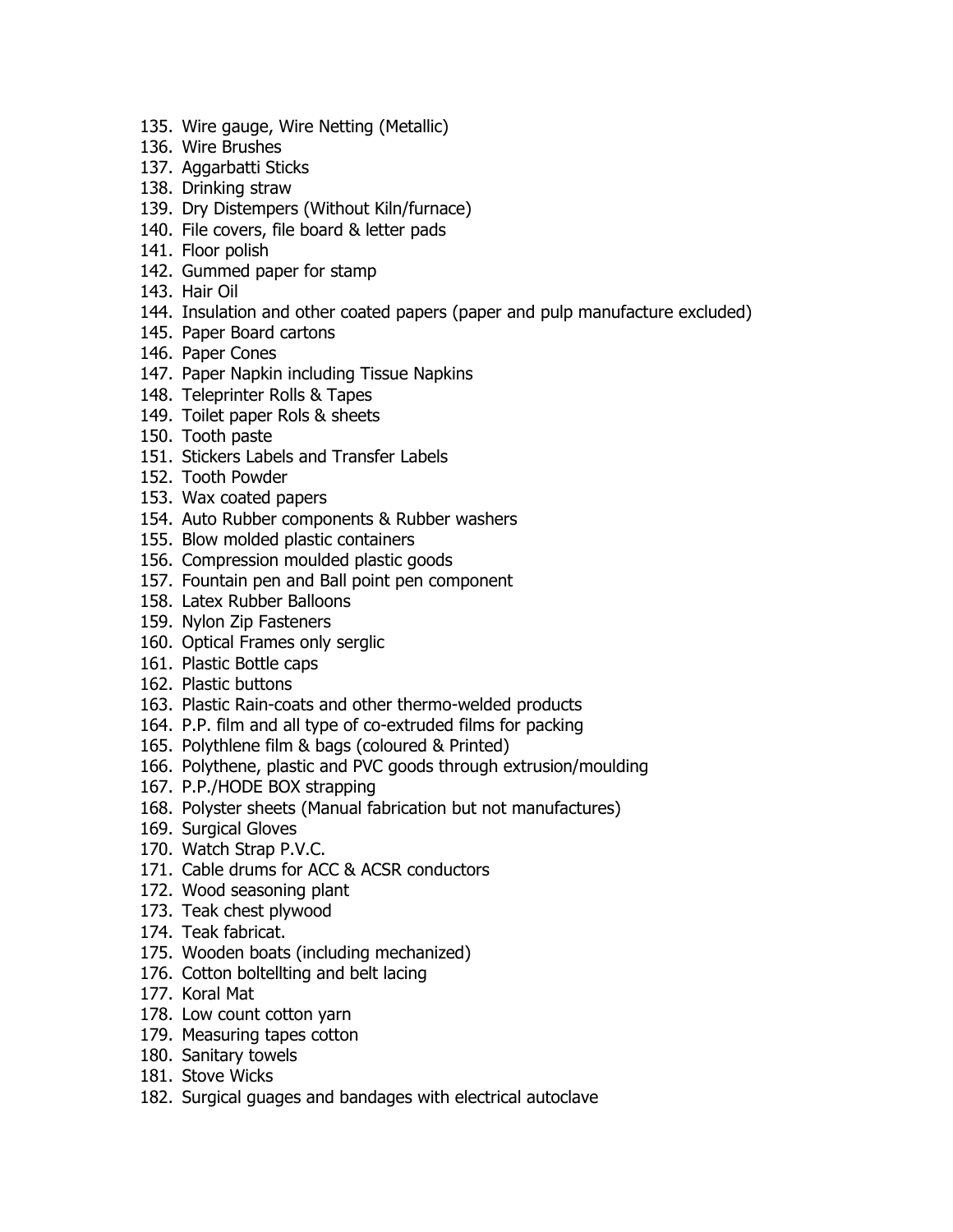135. Wire gauge, Wire Netting (Metallic)
136. Wire Brushes
137. Aggarbatti Sticks
138. Drinking straw
139. Dry Distempers (Without Kiln/furnace)
140. File covers, file board & letter pads
141. Floor polish
142. Gummed paper for stamp
143. Hair Oil
144. Insulation and other coated papers (paper and pulp manufacture excluded)
145. Paper Board cartons
146. Paper Cones
147. Paper Napkin including Tissue Napkins
148. Teleprinter Rolls & Tapes
149. Toilet paper Rols & sheets
150. Tooth paste
151. Stickers Labels and Transfer Labels
152. Tooth Powder
153. Wax coated papers
154. Auto Rubber components & Rubber washers
155. Blow molded plastic containers
156. Compression moulded plastic goods
157. Fountain pen and Ball point pen component
158. Latex Rubber Balloons
159. Nylon Zip Fasteners
160. Optical Frames only serglic
161. Plastic Bottle caps
162. Plastic buttons
163. Plastic Rain-coats and other thermo-welded products
164. P.P. film and all type of co-extruded films for packing
165. Polythlene film & bags (coloured & Printed)
166. Polythene, plastic and PVC goods through extrusion/moulding
167. P.P./HODE BOX strapping
168. Polyster sheets (Manual fabrication but not manufactures)
169. Surgical Gloves
170. Watch Strap P.V.C.
171. Cable drums for ACC & ACSR conductors
172. Wood seasoning plant
173. Teak chest plywood
174. Teak fabricat.
175. Wooden boats (including mechanized)
176. Cotton boltellting and belt lacing
177. Koral Mat
178. Low count cotton yarn
179. Measuring tapes cotton
180. Sanitary towels
181. Stove Wicks
182. Surgical guages and bandages with electrical autoclave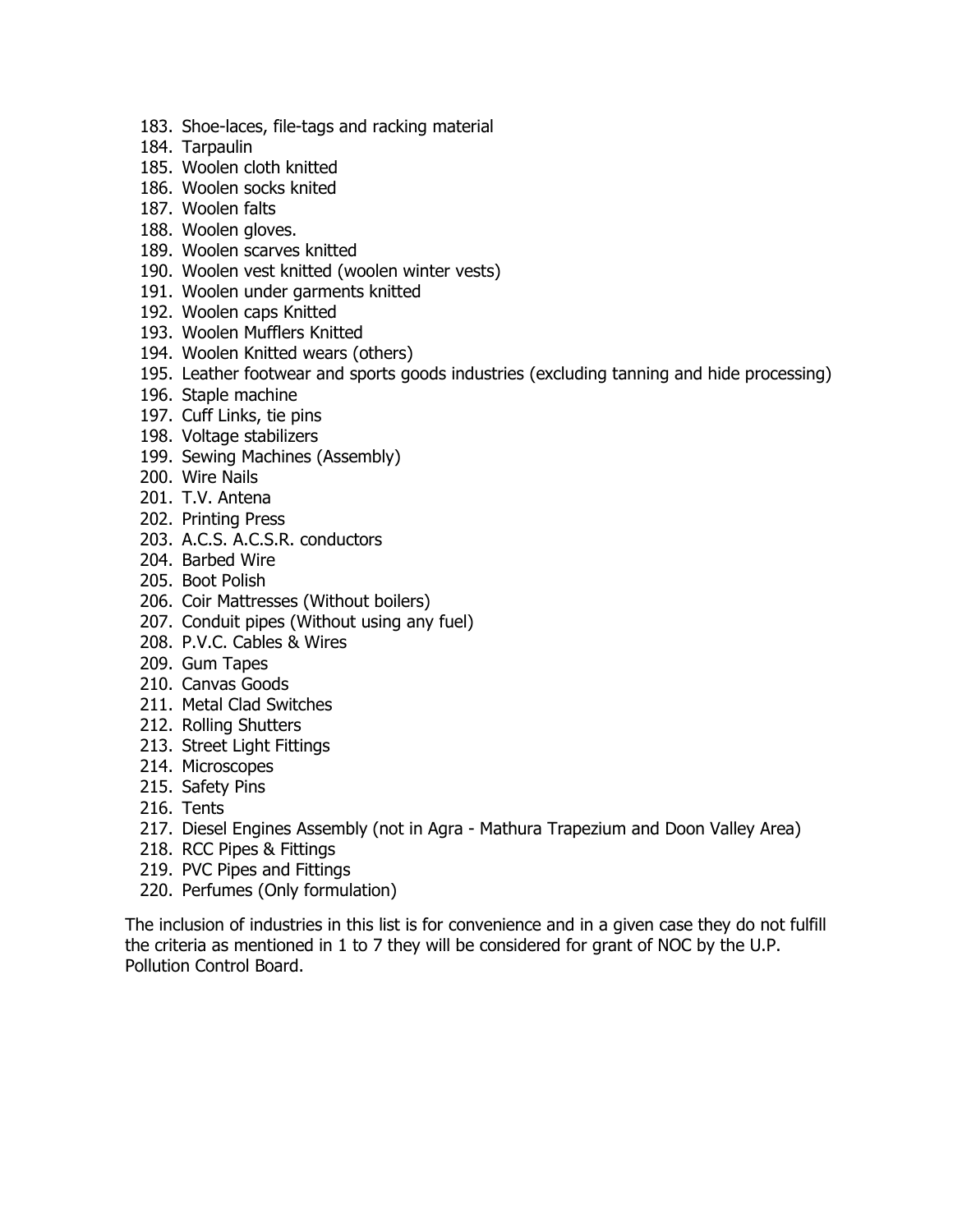183. Shoe-laces, file-tags and racking material
184. Tarpaulin
185. Woolen cloth knitted
186. Woolen socks knited
187. Woolen falts
188. Woolen gloves.
189. Woolen scarves knitted
190. Woolen vest knitted (woolen winter vests)
191. Woolen under garments knitted
192. Woolen caps Knitted
193. Woolen Mufflers Knitted
194. Woolen Knitted wears (others)
195. Leather footwear and sports goods industries (excluding tanning and hide processing)
196. Staple machine
197. Cuff Links, tie pins
198. Voltage stabilizers
199. Sewing Machines (Assembly)
200. Wire Nails
201. T.V. Antena
202. Printing Press
203. A.C.S. A.C.S.R. conductors
204. Barbed Wire
205. Boot Polish
206. Coir Mattresses (Without boilers)
207. Conduit pipes (Without using any fuel)
208. P.V.C. Cables & Wires
209. Gum Tapes
210. Canvas Goods
211. Metal Clad Switches
212. Rolling Shutters
213. Street Light Fittings
214. Microscopes
215. Safety Pins
216. Tents
217. Diesel Engines Assembly (not in Agra - Mathura Trapezium and Doon Valley Area)
218. RCC Pipes & Fittings
219. PVC Pipes and Fittings
220. Perfumes (Only formulation)

The inclusion of industries in this list is for convenience and in a given case they do not fulfill the criteria as mentioned in 1 to 7 they will be considered for grant of NOC by the U.P. Pollution Control Board.